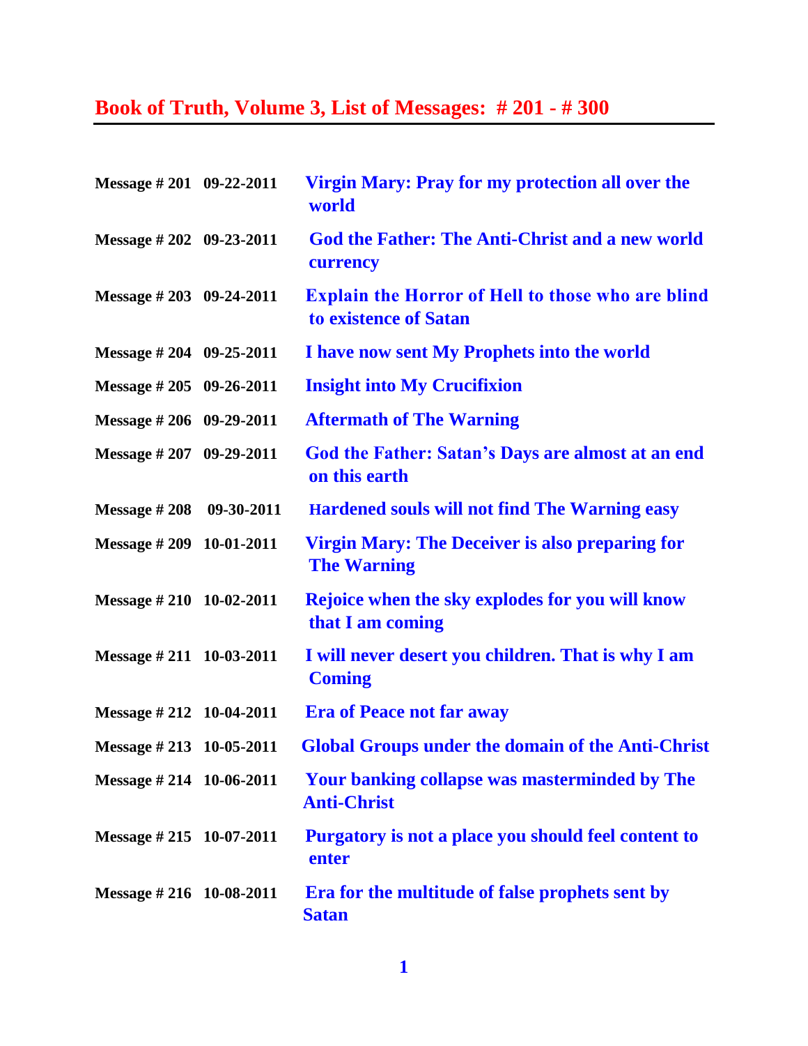# Book of Truth, Volume 3, List of Messages: # 201 - # 300

| | | |
|---|---|---|
| **Message # 201** | **09-22-2011** | **Virgin Mary: Pray for my protection all over the world** |
| **Message # 202** | **09-23-2011** | **God the Father: The Anti-Christ and a new world currency** |
| **Message # 203** | **09-24-2011** | **Explain the Horror of Hell to those who are blind to existence of Satan** |
| **Message # 204** | **09-25-2011** | **I have now sent My Prophets into the world** |
| **Message # 205** | **09-26-2011** | **Insight into My Crucifixion** |
| **Message # 206** | **09-29-2011** | **Aftermath of The Warning** |
| **Message # 207** | **09-29-2011** | **God the Father: Satan's Days are almost at an end on this earth** |
| **Message # 208** | **09-30-2011** | **Hardened souls will not find The Warning easy** |
| **Message # 209** | **10-01-2011** | **Virgin Mary: The Deceiver is also preparing for The Warning** |
| **Message # 210** | **10-02-2011** | **Rejoice when the sky explodes for you will know that I am coming** |
| **Message # 211** | **10-03-2011** | **I will never desert you children. That is why I am Coming** |
| **Message # 212** | **10-04-2011** | **Era of Peace not far away** |
| **Message # 213** | **10-05-2011** | **Global Groups under the domain of the Anti-Christ** |
| **Message # 214** | **10-06-2011** | **Your banking collapse was masterminded by The Anti-Christ** |
| **Message # 215** | **10-07-2011** | **Purgatory is not a place you should feel content to enter** |
| **Message # 216** | **10-08-2011** | **Era for the multitude of false prophets sent by Satan** |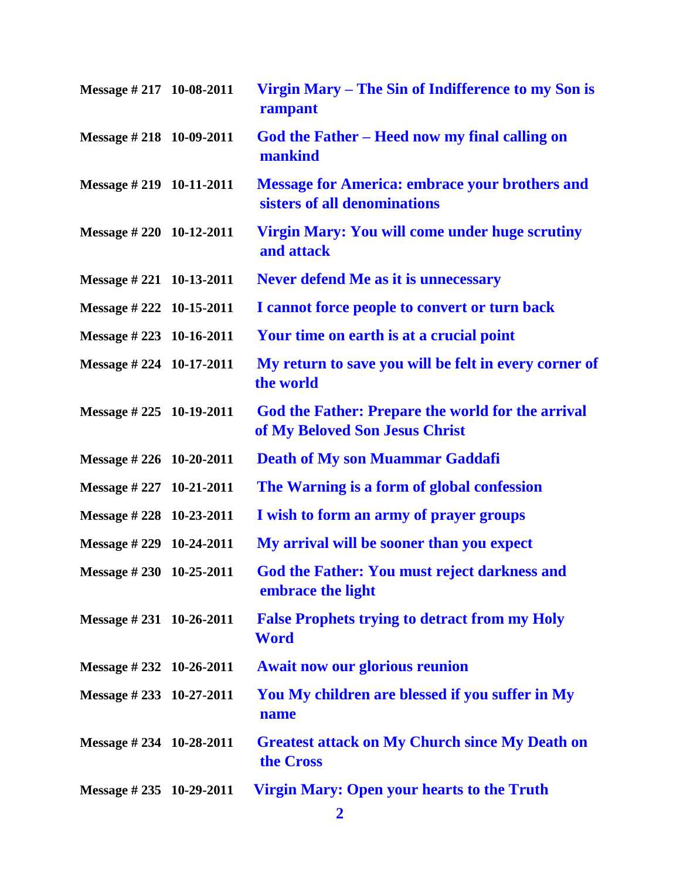| | | |
|---|---|---|
| **Message # 217** | **10-08-2011** | **Virgin Mary – The Sin of Indifference to my Son is rampant** |
| **Message # 218** | **10-09-2011** | **God the Father – Heed now my final calling on mankind** |
| **Message # 219** | **10-11-2011** | **Message for America: embrace your brothers and sisters of all denominations** |
| **Message # 220** | **10-12-2011** | **Virgin Mary: You will come under huge scrutiny and attack** |
| **Message # 221** | **10-13-2011** | **Never defend Me as it is unnecessary** |
| **Message # 222** | **10-15-2011** | **I cannot force people to convert or turn back** |
| **Message # 223** | **10-16-2011** | **Your time on earth is at a crucial point** |
| **Message # 224** | **10-17-2011** | **My return to save you will be felt in every corner of the world** |
| **Message # 225** | **10-19-2011** | **God the Father: Prepare the world for the arrival of My Beloved Son Jesus Christ** |
| **Message # 226** | **10-20-2011** | **Death of My son Muammar Gaddafi** |
| **Message # 227** | **10-21-2011** | **The Warning is a form of global confession** |
| **Message # 228** | **10-23-2011** | **I wish to form an army of prayer groups** |
| **Message # 229** | **10-24-2011** | **My arrival will be sooner than you expect** |
| **Message # 230** | **10-25-2011** | **God the Father: You must reject darkness and embrace the light** |
| **Message # 231** | **10-26-2011** | **False Prophets trying to detract from my Holy Word** |
| **Message # 232** | **10-26-2011** | **Await now our glorious reunion** |
| **Message # 233** | **10-27-2011** | **You My children are blessed if you suffer in My name** |
| **Message # 234** | **10-28-2011** | **Greatest attack on My Church since My Death on the Cross** |
| **Message # 235** | **10-29-2011** | **Virgin Mary: Open your hearts to the Truth** |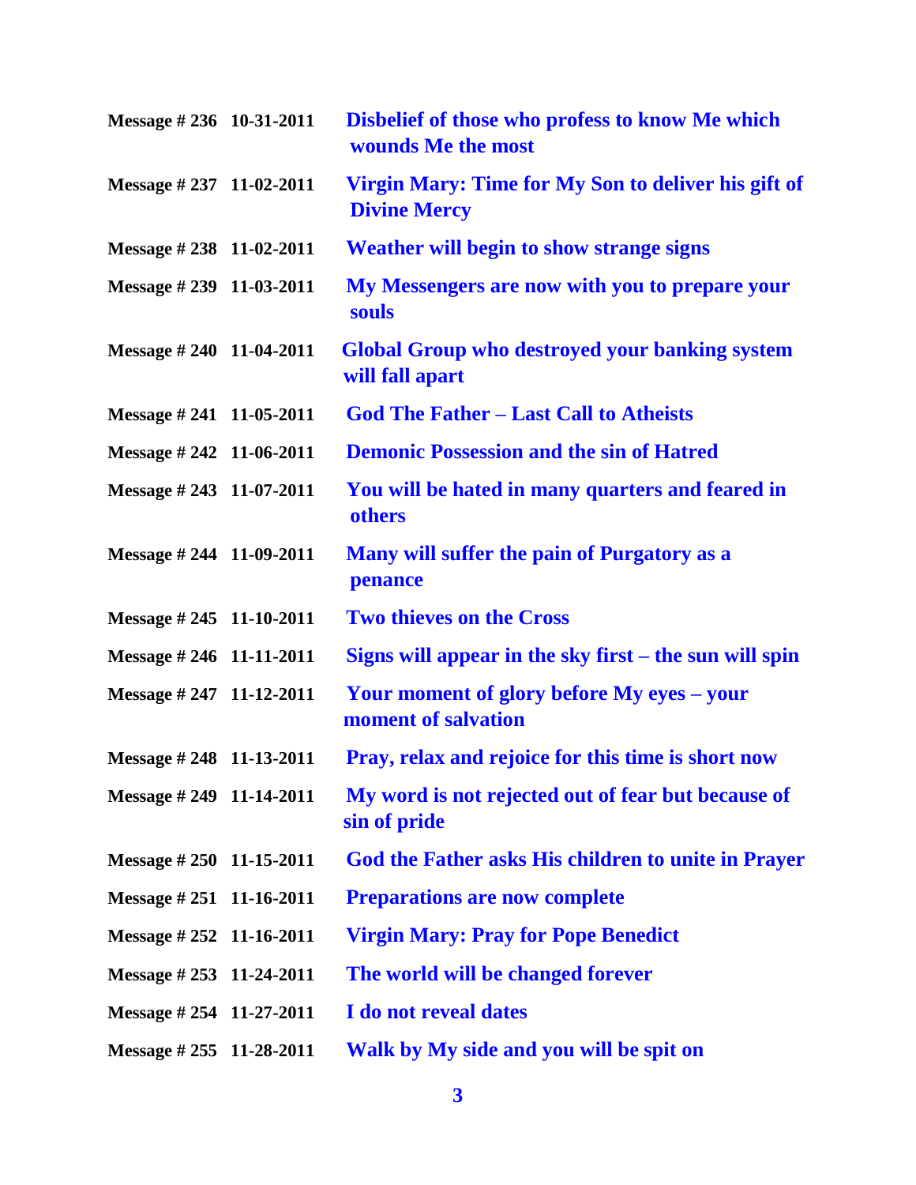| | | |
|---|---|---|
| **Message # 236** | **10-31-2011** | **Disbelief of those who profess to know Me which wounds Me the most** |
| **Message # 237** | **11-02-2011** | **Virgin Mary: Time for My Son to deliver his gift of Divine Mercy** |
| **Message # 238** | **11-02-2011** | **Weather will begin to show strange signs** |
| **Message # 239** | **11-03-2011** | **My Messengers are now with you to prepare your souls** |
| **Message # 240** | **11-04-2011** | **Global Group who destroyed your banking system will fall apart** |
| **Message # 241** | **11-05-2011** | **God The Father – Last Call to Atheists** |
| **Message # 242** | **11-06-2011** | **Demonic Possession and the sin of Hatred** |
| **Message # 243** | **11-07-2011** | **You will be hated in many quarters and feared in others** |
| **Message # 244** | **11-09-2011** | **Many will suffer the pain of Purgatory as a penance** |
| **Message # 245** | **11-10-2011** | **Two thieves on the Cross** |
| **Message # 246** | **11-11-2011** | **Signs will appear in the sky first – the sun will spin** |
| **Message # 247** | **11-12-2011** | **Your moment of glory before My eyes – your moment of salvation** |
| **Message # 248** | **11-13-2011** | **Pray, relax and rejoice for this time is short now** |
| **Message # 249** | **11-14-2011** | **My word is not rejected out of fear but because of sin of pride** |
| **Message # 250** | **11-15-2011** | **God the Father asks His children to unite in Prayer** |
| **Message # 251** | **11-16-2011** | **Preparations are now complete** |
| **Message # 252** | **11-16-2011** | **Virgin Mary: Pray for Pope Benedict** |
| **Message # 253** | **11-24-2011** | **The world will be changed forever** |
| **Message # 254** | **11-27-2011** | **I do not reveal dates** |
| **Message # 255** | **11-28-2011** | **Walk by My side and you will be spit on** |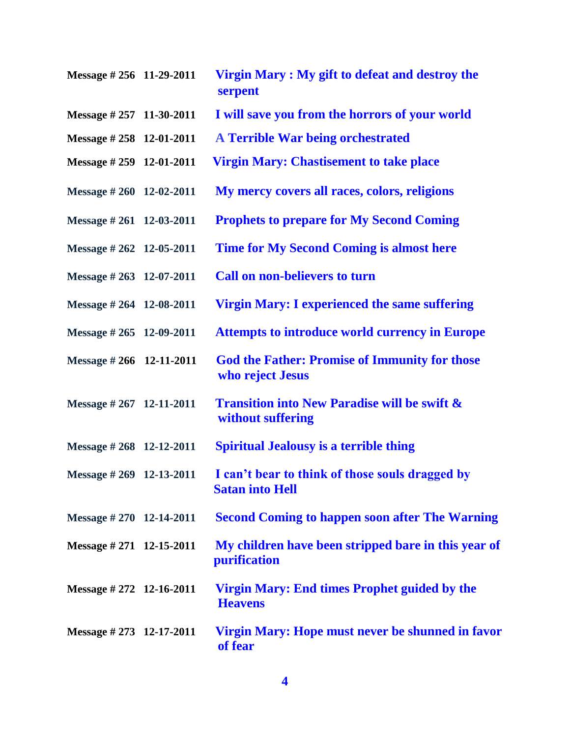| | | |
|---|---|---|
| **Message # 256** | **11-29-2011** | **Virgin Mary : My gift to defeat and destroy the serpent** |
| **Message # 257** | **11-30-2011** | **I will save you from the horrors of your world** |
| **Message # 258** | **12-01-2011** | **A Terrible War being orchestrated** |
| **Message # 259** | **12-01-2011** | **Virgin Mary: Chastisement to take place** |
| **Message # 260** | **12-02-2011** | **My mercy covers all races, colors, religions** |
| **Message # 261** | **12-03-2011** | **Prophets to prepare for My Second Coming** |
| **Message # 262** | **12-05-2011** | **Time for My Second Coming is almost here** |
| **Message # 263** | **12-07-2011** | **Call on non-believers to turn** |
| **Message # 264** | **12-08-2011** | **Virgin Mary: I experienced the same suffering** |
| **Message # 265** | **12-09-2011** | **Attempts to introduce world currency in Europe** |
| **Message # 266** | **12-11-2011** | **God the Father: Promise of Immunity for those who reject Jesus** |
| **Message # 267** | **12-11-2011** | **Transition into New Paradise will be swift & without suffering** |
| **Message # 268** | **12-12-2011** | **Spiritual Jealousy is a terrible thing** |
| **Message # 269** | **12-13-2011** | **I can't bear to think of those souls dragged by Satan into Hell** |
| **Message # 270** | **12-14-2011** | **Second Coming to happen soon after The Warning** |
| **Message # 271** | **12-15-2011** | **My children have been stripped bare in this year of purification** |
| **Message # 272** | **12-16-2011** | **Virgin Mary: End times Prophet guided by the Heavens** |
| **Message # 273** | **12-17-2011** | **Virgin Mary: Hope must never be shunned in favor of fear** |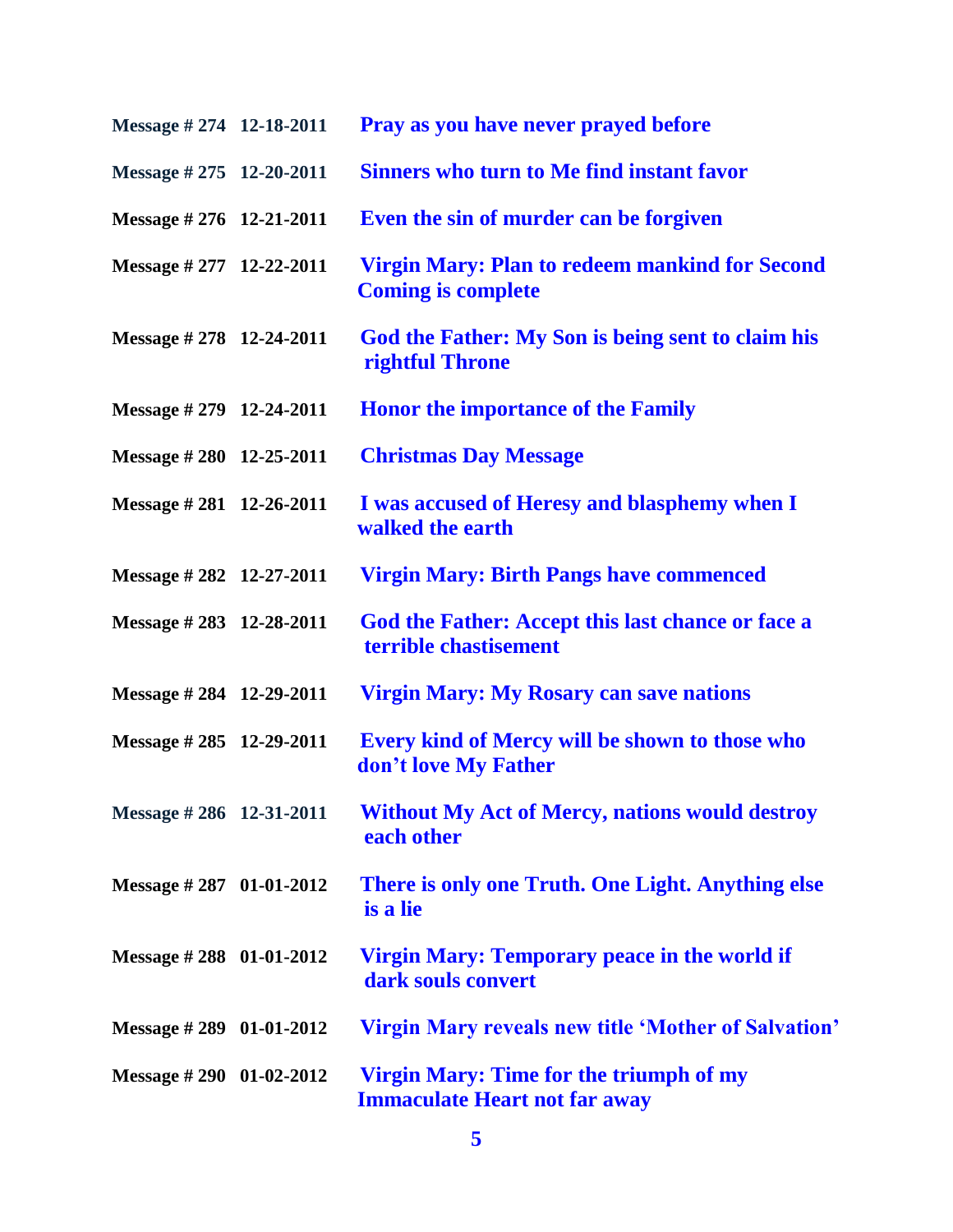| | | |
|---|---|---|
| **Message # 274** | **12-18-2011** | **Pray as you have never prayed before** |
| **Message # 275** | **12-20-2011** | **Sinners who turn to Me find instant favor** |
| **Message # 276** | **12-21-2011** | **Even the sin of murder can be forgiven** |
| **Message # 277** | **12-22-2011** | **Virgin Mary: Plan to redeem mankind for Second Coming is complete** |
| **Message # 278** | **12-24-2011** | **God the Father: My Son is being sent to claim his rightful Throne** |
| **Message # 279** | **12-24-2011** | **Honor the importance of the Family** |
| **Message # 280** | **12-25-2011** | **Christmas Day Message** |
| **Message # 281** | **12-26-2011** | **I was accused of Heresy and blasphemy when I walked the earth** |
| **Message # 282** | **12-27-2011** | **Virgin Mary: Birth Pangs have commenced** |
| **Message # 283** | **12-28-2011** | **God the Father: Accept this last chance or face a terrible chastisement** |
| **Message # 284** | **12-29-2011** | **Virgin Mary: My Rosary can save nations** |
| **Message # 285** | **12-29-2011** | **Every kind of Mercy will be shown to those who don't love My Father** |
| **Message # 286** | **12-31-2011** | **Without My Act of Mercy, nations would destroy each other** |
| **Message # 287** | **01-01-2012** | **There is only one Truth. One Light. Anything else is a lie** |
| **Message # 288** | **01-01-2012** | **Virgin Mary: Temporary peace in the world if dark souls convert** |
| **Message # 289** | **01-01-2012** | **Virgin Mary reveals new title 'Mother of Salvation'** |
| **Message # 290** | **01-02-2012** | **Virgin Mary: Time for the triumph of my Immaculate Heart not far away** |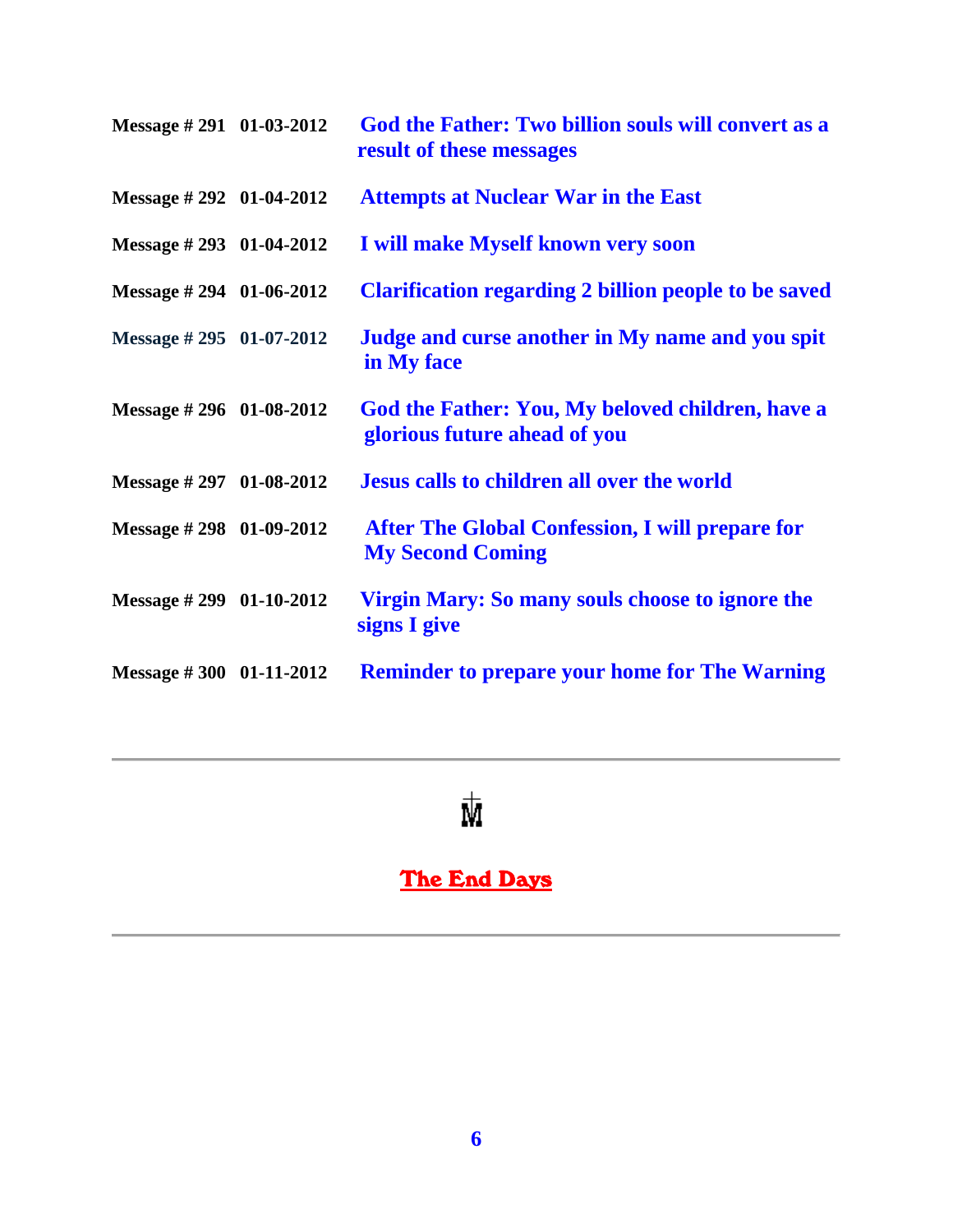| | | |
|---|---|---|
| **Message # 291** | **01-03-2012** | **God the Father: Two billion souls will convert as a result of these messages** |
| **Message # 292** | **01-04-2012** | **Attempts at Nuclear War in the East** |
| **Message # 293** | **01-04-2012** | **I will make Myself known very soon** |
| **Message # 294** | **01-06-2012** | **Clarification regarding 2 billion people to be saved** |
| **Message # 295** | **01-07-2012** | **Judge and curse another in My name and you spit in My face** |
| **Message # 296** | **01-08-2012** | **God the Father: You, My beloved children, have a glorious future ahead of you** |
| **Message # 297** | **01-08-2012** | **Jesus calls to children all over the world** |
| **Message # 298** | **01-09-2012** | **After The Global Confession, I will prepare for My Second Coming** |
| **Message # 299** | **01-10-2012** | **Virgin Mary: So many souls choose to ignore the signs I give** |
| **Message # 300** | **01-11-2012** | **Reminder to prepare your home for The Warning** |

---

**The End Days**

---